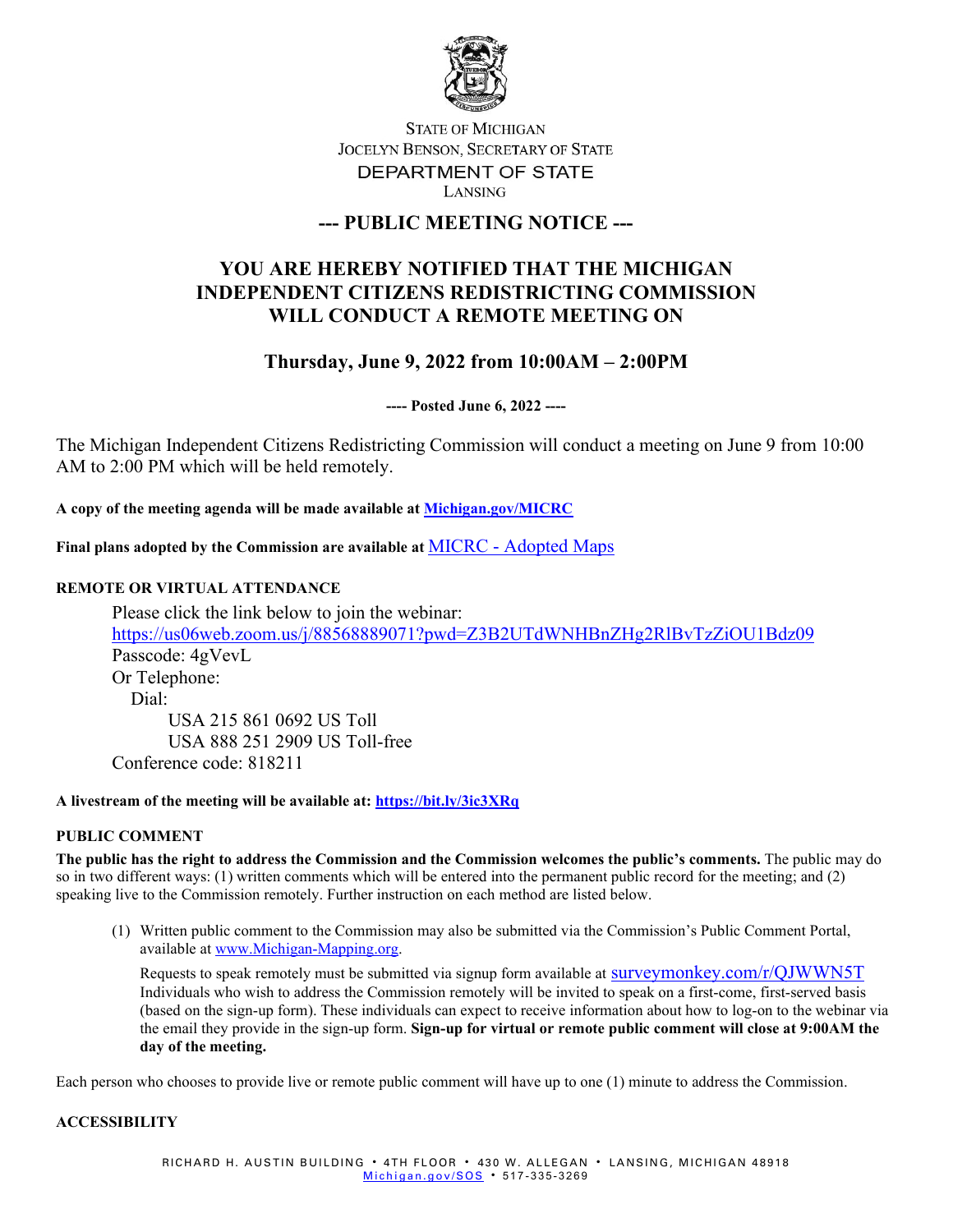STATE OF MICHIGAN
JOCELYN BENSON, SECRETARY OF STATE
DEPARTMENT OF STATE
LANSING

# --- PUBLIC MEETING NOTICE ---

## YOU ARE HEREBY NOTIFIED THAT THE MICHIGAN INDEPENDENT CITIZENS REDISTRICTING COMMISSION WILL CONDUCT A REMOTE MEETING ON

## Thursday, June 9, 2022 from 10:00AM – 2:00PM

**---- Posted June 6, 2022 ----**

The Michigan Independent Citizens Redistricting Commission will conduct a meeting on June 9 from 10:00 AM to 2:00 PM which will be held remotely.

**A copy of the meeting agenda will be made available at [Michigan.gov/MICRC](Michigan.gov/MICRC)**

**Final plans adopted by the Commission are available at** MICRC - Adopted Maps

**REMOTE OR VIRTUAL ATTENDANCE**

Please click the link below to join the webinar:
https://us06web.zoom.us/j/88568889071?pwd=Z3B2UTdWNHBnZHg2RlBvTzZiOU1Bdz09
Passcode: 4gVevL
Or Telephone:
Dial:
USA 215 861 0692 US Toll
USA 888 251 2909 US Toll-free
Conference code: 818211

**A livestream of the meeting will be available at: https://bit.ly/3ic3XRq**

**PUBLIC COMMENT**

**The public has the right to address the Commission and the Commission welcomes the public's comments.** The public may do so in two different ways: (1) written comments which will be entered into the permanent public record for the meeting; and (2) speaking live to the Commission remotely. Further instruction on each method are listed below.

(1) Written public comment to the Commission may also be submitted via the Commission's Public Comment Portal, available at www.Michigan-Mapping.org.

Requests to speak remotely must be submitted via signup form available at surveymonkey.com/r/QJWWN5T Individuals who wish to address the Commission remotely will be invited to speak on a first-come, first-served basis (based on the sign-up form). These individuals can expect to receive information about how to log-on to the webinar via the email they provide in the sign-up form. **Sign-up for virtual or remote public comment will close at 9:00AM the day of the meeting.**

Each person who chooses to provide live or remote public comment will have up to one (1) minute to address the Commission.

**ACCESSIBILITY**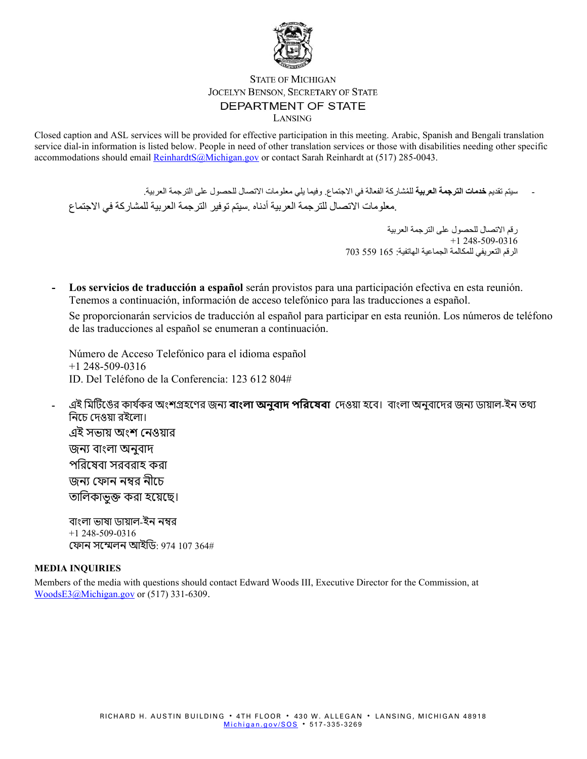STATE OF MICHIGAN
JOCELYN BENSON, SECRETARY OF STATE
DEPARTMENT OF STATE
LANSING

Closed caption and ASL services will be provided for effective participation in this meeting. Arabic, Spanish and Bengali translation service dial-in information is listed below. People in need of other translation services or those with disabilities needing other specific accommodations should email ReinhardtS@Michigan.gov or contact Sarah Reinhardt at (517) 285-0043.

- سيتم تقديم **خدمات الترجمة العربية** للمُشاركة الفعالة في الاجتماع. وفيما يلي معلومات الاتصال للحصول على الترجمة العربية.

معلومات الاتصال للترجمة العربية أدناه. سيتم توفير الترجمة العربية للمشاركة في الاجتماع.

رقم الاتصال للحصول على الترجمة العربية
+1 248-509-0316
الرقم التعريفي للمكالمة الجماعية الهاتفية: 703 559 165

- **Los servicios de traducción a español** serán provistos para una participación efectiva en esta reunión. Tenemos a continuación, información de acceso telefónico para las traducciones a español.

  Se proporcionarán servicios de traducción al español para participar en esta reunión. Los números de teléfono de las traducciones al español se enumeran a continuación.

  Número de Acceso Telefónico para el idioma español
  +1 248-509-0316
  ID. Del Teléfono de la Conferencia: 123 612 804#

- এই মিটিঙের কার্যকর অংশগ্রহণের জন্য **বাংলা অনুবাদ পরিষেবা** দেওয়া হবে। বাংলা অনুবাদের জন্য ডায়াল-ইন তথ্য নিচে দেওয়া রইলো।

  এই সভায় অংশ নেওয়ার জন্য বাংলা অনুবাদ পরিষেবা সরবরাহ করা জন্য ফোন নম্বর নীচে তালিকাভুক্ত করা হয়েছে।

  বাংলা ভাষা ডায়াল-ইন নম্বর
  +1 248-509-0316
  ফোন সম্মেলন আইডি: 974 107 364#

**MEDIA INQUIRIES**

Members of the media with questions should contact Edward Woods III, Executive Director for the Commission, at WoodsE3@Michigan.gov or (517) 331-6309.

RICHARD H. AUSTIN BUILDING • 4TH FLOOR • 430 W. ALLEGAN • LANSING, MICHIGAN 48918
Michigan.gov/SOS • 517-335-3269